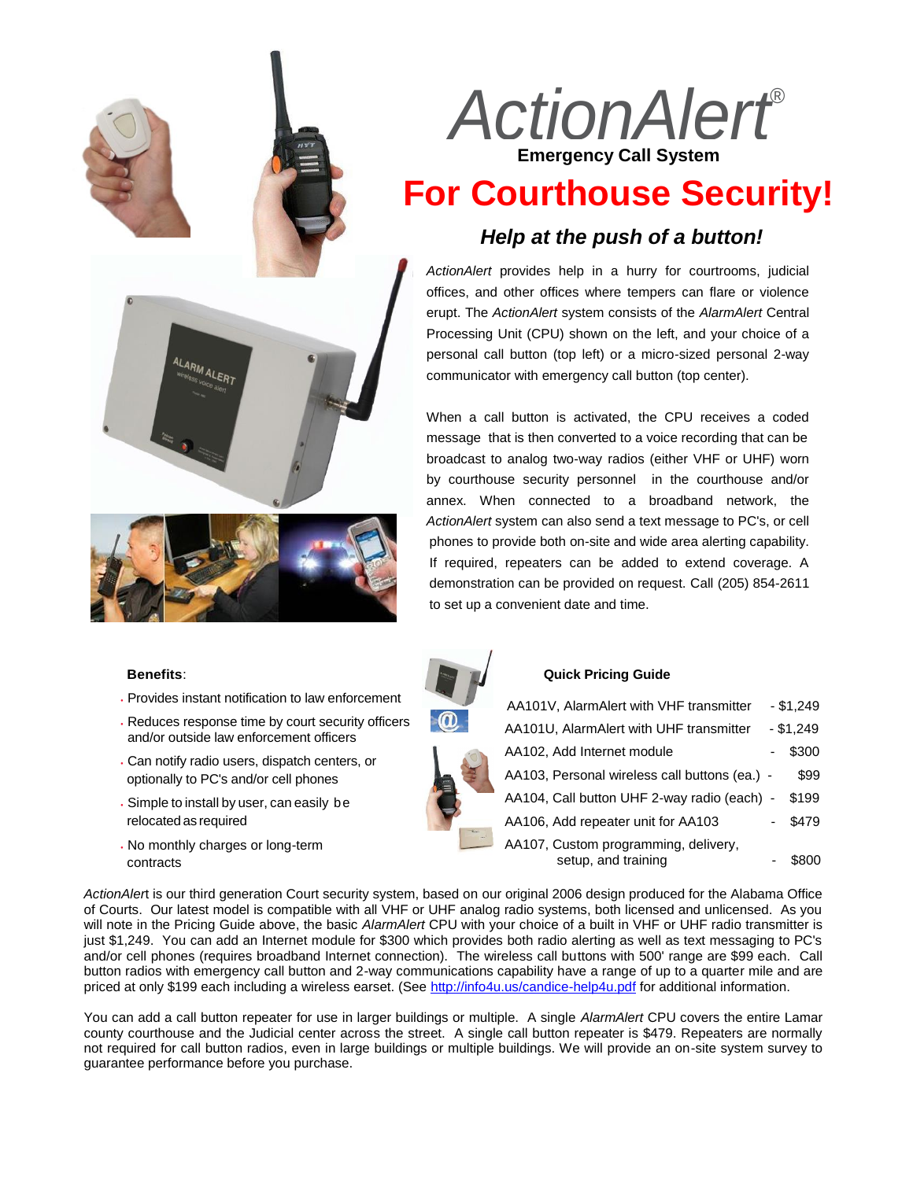# ActionAlert®

**Emergency Call System**

## For Courthouse Security!

### *Help at the push of a button!*

*ActionAlert* provides help in a hurry for courtrooms, judicial offices, and other offices where tempers can flare or violence erupt. The *ActionAlert* system consists of the *AlarmAlert* Central Processing Unit (CPU) shown on the left, and your choice of a personal call button (top left) or a micro-sized personal 2-way communicator with emergency call button (top center).

When a call button is activated, the CPU receives a coded message that is then converted to a voice recording that can be broadcast to analog two-way radios (either VHF or UHF) worn by courthouse security personnel in the courthouse and/or annex. When connected to a broadband network, the *ActionAlert* system can also send a text message to PC's, or cell phones to provide both on-site and wide area alerting capability. If required, repeaters can be added to extend coverage. A demonstration can be provided on request. Call (205) 854-2611 to set up a convenient date and time.

**Benefits**:

- Provides instant notification to law enforcement
- Reduces response time by court security officers and/or outside law enforcement officers
- Can notify radio users, dispatch centers, or optionally to PC's and/or cell phones
- Simple to install by user, can easily be relocated as required
- No monthly charges or long-term contracts

**Quick Pricing Guide**

| Item | Price |
|---|---|
| AA101V, AlarmAlert with VHF transmitter | $1,249 |
| AA101U, AlarmAlert with UHF transmitter | $1,249 |
| AA102, Add Internet module | $300 |
| AA103, Personal wireless call buttons (ea.) | $99 |
| AA104, Call button UHF 2-way radio (each) | $199 |
| AA106, Add repeater unit for AA103 | $479 |
| AA107, Custom programming, delivery, setup, and training | $800 |

*ActionAlert* is our third generation Court security system, based on our original 2006 design produced for the Alabama Office of Courts. Our latest model is compatible with all VHF or UHF analog radio systems, both licensed and unlicensed. As you will note in the Pricing Guide above, the basic *AlarmAlert* CPU with your choice of a built in VHF or UHF radio transmitter is just $1,249. You can add an Internet module for $300 which provides both radio alerting as well as text messaging to PC's and/or cell phones (requires broadband Internet connection). The wireless call buttons with 500' range are $99 each. Call button radios with emergency call button and 2-way communications capability have a range of up to a quarter mile and are priced at only $199 each including a wireless earset. (See http://info4u.us/candice-help4u.pdf for additional information.

You can add a call button repeater for use in larger buildings or multiple. A single *AlarmAlert* CPU covers the entire Lamar county courthouse and the Judicial center across the street. A single call button repeater is $479. Repeaters are normally not required for call button radios, even in large buildings or multiple buildings. We will provide an on-site system survey to guarantee performance before you purchase.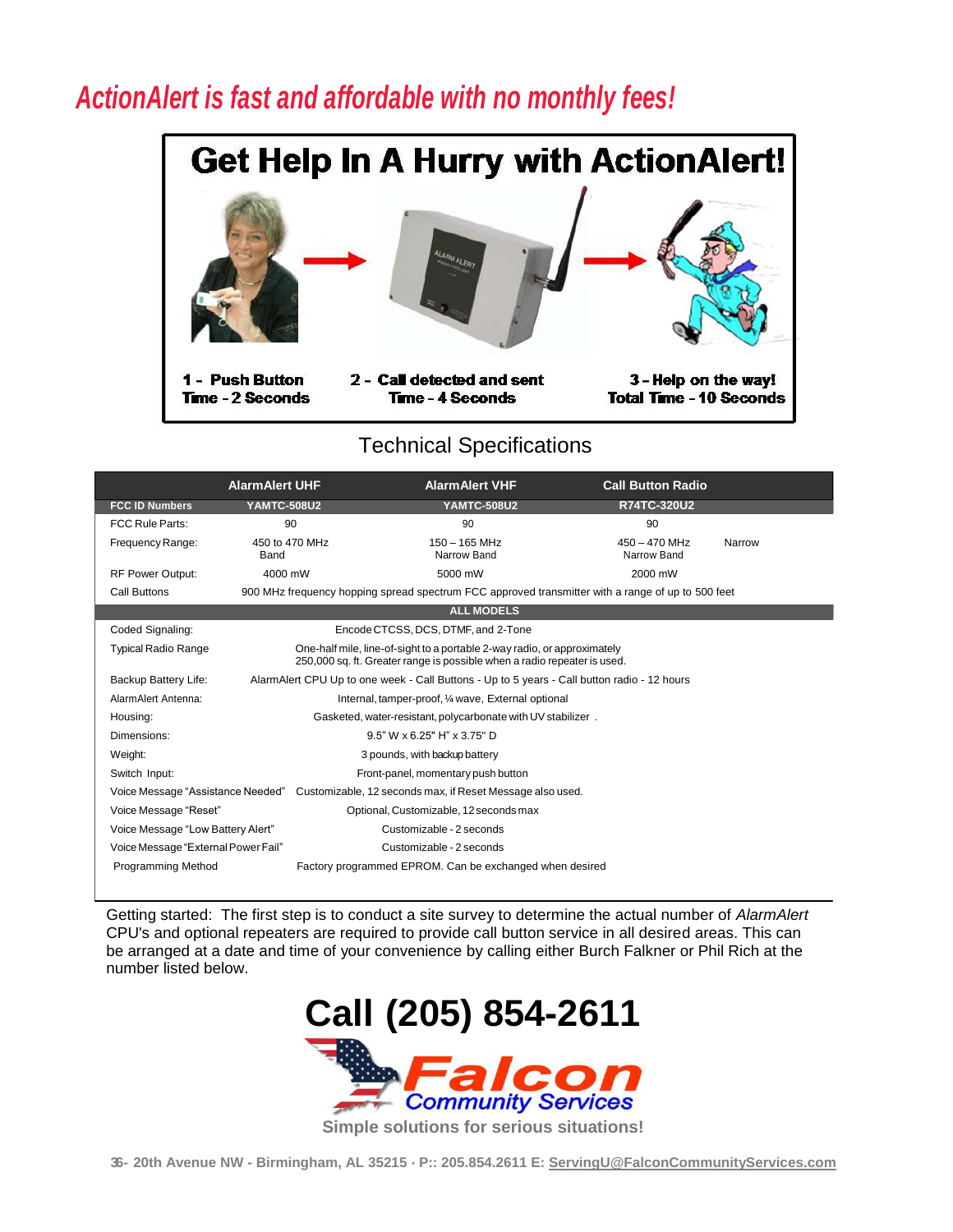# *ActionAlert is fast and affordable with no monthly fees!*

## Get Help In A Hurry with ActionAlert!

**1 - Push Button**
**Time - 2 Seconds**

**2 - Call detected and sent**
**Time - 4 Seconds**

**3 - Help on the way!**
**Total Time - 10 Seconds**

## Technical Specifications

| | AlarmAlert UHF | AlarmAlert VHF | Call Button Radio |
|---|---|---|---|
| **FCC ID Numbers** | **YAMTC-508U2** | **YAMTC-508U2** | **R74TC-320U2** |
| FCC Rule Parts: | 90 | 90 | 90 |
| Frequency Range: | 450 to 470 MHz Narrow Band | 150 – 165 MHz Narrow Band | 450 – 470 MHz Narrow Band |
| RF Power Output: | 4000 mW | 5000 mW | 2000 mW |
| Call Buttons | 900 MHz frequency hopping spread spectrum FCC approved transmitter with a range of up to 500 feet | | |
| **ALL MODELS** | | | |
| Coded Signaling: | Encode CTCSS, DCS, DTMF, and 2-Tone | | |
| Typical Radio Range | One-half mile, line-of-sight to a portable 2-way radio, or approximately 250,000 sq. ft. Greater range is possible when a radio repeater is used. | | |
| Backup Battery Life: | AlarmAlert CPU Up to one week - Call Buttons - Up to 5 years - Call button radio - 12 hours | | |
| AlarmAlert Antenna: | Internal, tamper-proof, ¼ wave, External optional | | |
| Housing: | Gasketed, water-resistant, polycarbonate with UV stabilizer . | | |
| Dimensions: | 9.5" W x 6.25" H" x 3.75" D | | |
| Weight: | 3 pounds, with backup battery | | |
| Switch Input: | Front-panel, momentary push button | | |
| Voice Message "Assistance Needed" | Customizable, 12 seconds max, if Reset Message also used. | | |
| Voice Message "Reset" | Optional, Customizable, 12 seconds max | | |
| Voice Message "Low Battery Alert" | Customizable - 2 seconds | | |
| Voice Message "External Power Fail" | Customizable - 2 seconds | | |
| Programming Method | Factory programmed EPROM. Can be exchanged when desired | | |

Getting started: The first step is to conduct a site survey to determine the actual number of *AlarmAlert* CPU's and optional repeaters are required to provide call button service in all desired areas. This can be arranged at a date and time of your convenience by calling either Burch Falkner or Phil Rich at the number listed below.

# Call (205) 854-2611

**Falcon Community Services**

**Simple solutions for serious situations!**

**36- 20th Avenue NW - Birmingham, AL 35215 · P:: 205.854.2611 E: ServingU@FalconCommunityServices.com**